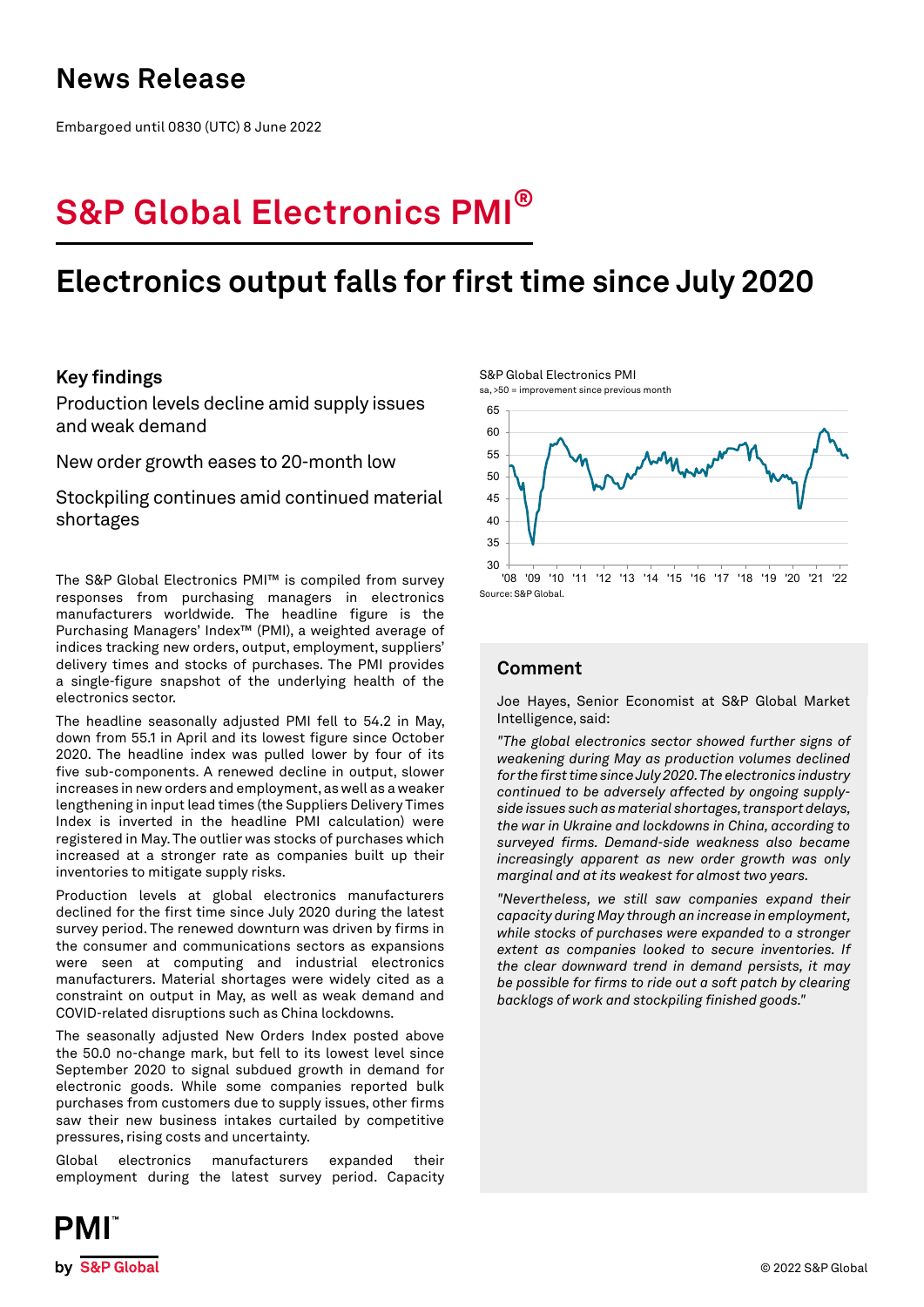# News Release

Embargoed until 0830 (UTC) 8 June 2022

# S&P Global Electronics PMI®

## Electronics output falls for first time since July 2020

### Key findings

Production levels decline amid supply issues and weak demand

New order growth eases to 20-month low

Stockpiling continues amid continued material shortages

S&P Global Electronics PMI
sa, >50 = improvement since previous month

Source: S&P Global.

The S&P Global Electronics PMI™ is compiled from survey responses from purchasing managers in electronics manufacturers worldwide. The headline figure is the Purchasing Managers' Index™ (PMI), a weighted average of indices tracking new orders, output, employment, suppliers' delivery times and stocks of purchases. The PMI provides a single-figure snapshot of the underlying health of the electronics sector.

The headline seasonally adjusted PMI fell to 54.2 in May, down from 55.1 in April and its lowest figure since October 2020. The headline index was pulled lower by four of its five sub-components. A renewed decline in output, slower increases in new orders and employment, as well as a weaker lengthening in input lead times (the Suppliers Delivery Times Index is inverted in the headline PMI calculation) were registered in May. The outlier was stocks of purchases which increased at a stronger rate as companies built up their inventories to mitigate supply risks.

Production levels at global electronics manufacturers declined for the first time since July 2020 during the latest survey period. The renewed downturn was driven by firms in the consumer and communications sectors as expansions were seen at computing and industrial electronics manufacturers. Material shortages were widely cited as a constraint on output in May, as well as weak demand and COVID-related disruptions such as China lockdowns.

The seasonally adjusted New Orders Index posted above the 50.0 no-change mark, but fell to its lowest level since September 2020 to signal subdued growth in demand for electronic goods. While some companies reported bulk purchases from customers due to supply issues, other firms saw their new business intakes curtailed by competitive pressures, rising costs and uncertainty.

Global electronics manufacturers expanded their employment during the latest survey period. Capacity

### Comment

Joe Hayes, Senior Economist at S&P Global Market Intelligence, said:

*"The global electronics sector showed further signs of weakening during May as production volumes declined for the first time since July 2020. The electronics industry continued to be adversely affected by ongoing supply-side issues such as material shortages, transport delays, the war in Ukraine and lockdowns in China, according to surveyed firms. Demand-side weakness also became increasingly apparent as new order growth was only marginal and at its weakest for almost two years.*

*"Nevertheless, we still saw companies expand their capacity during May through an increase in employment, while stocks of purchases were expanded to a stronger extent as companies looked to secure inventories. If the clear downward trend in demand persists, it may be possible for firms to ride out a soft patch by clearing backlogs of work and stockpiling finished goods."*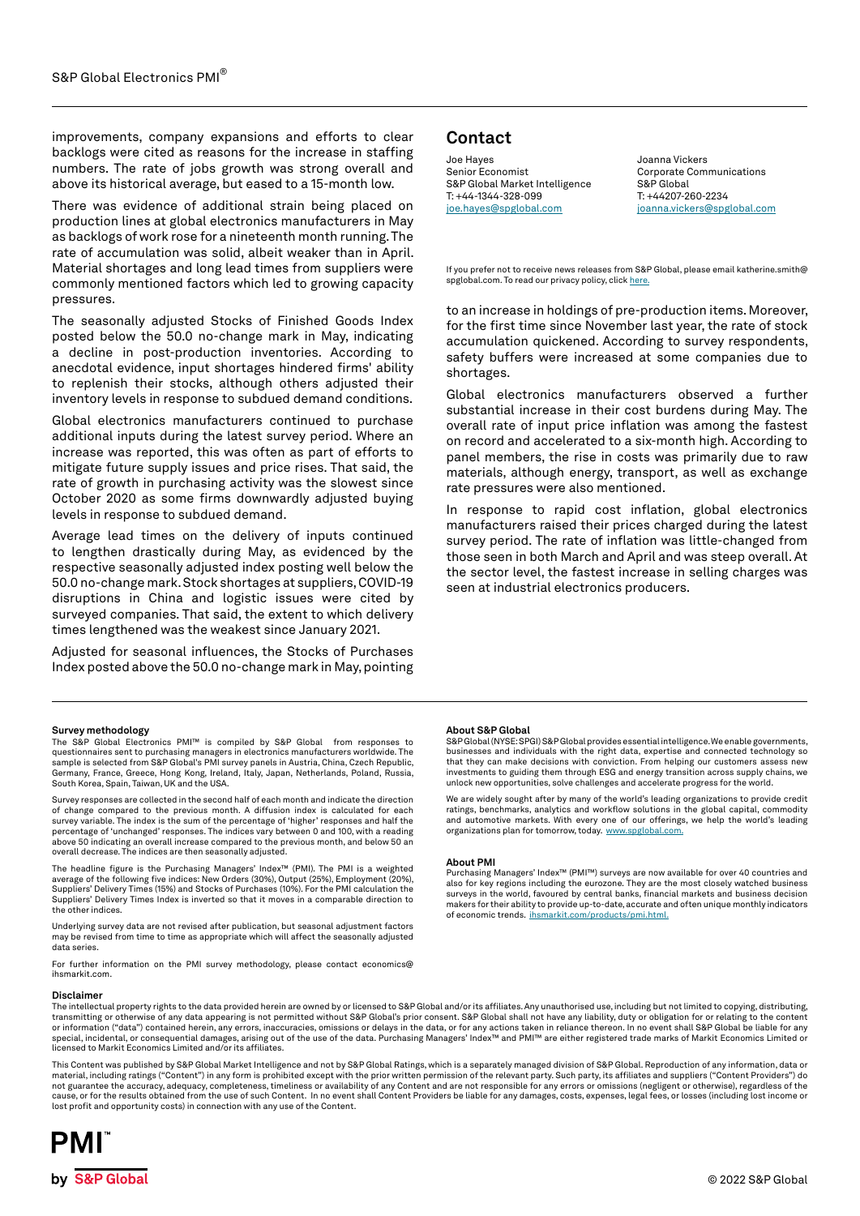improvements, company expansions and efforts to clear backlogs were cited as reasons for the increase in staffing numbers. The rate of jobs growth was strong overall and above its historical average, but eased to a 15-month low.

There was evidence of additional strain being placed on production lines at global electronics manufacturers in May as backlogs of work rose for a nineteenth month running. The rate of accumulation was solid, albeit weaker than in April. Material shortages and long lead times from suppliers were commonly mentioned factors which led to growing capacity pressures.

The seasonally adjusted Stocks of Finished Goods Index posted below the 50.0 no-change mark in May, indicating a decline in post-production inventories. According to anecdotal evidence, input shortages hindered firms' ability to replenish their stocks, although others adjusted their inventory levels in response to subdued demand conditions.

Global electronics manufacturers continued to purchase additional inputs during the latest survey period. Where an increase was reported, this was often as part of efforts to mitigate future supply issues and price rises. That said, the rate of growth in purchasing activity was the slowest since October 2020 as some firms downwardly adjusted buying levels in response to subdued demand.

Average lead times on the delivery of inputs continued to lengthen drastically during May, as evidenced by the respective seasonally adjusted index posting well below the 50.0 no-change mark. Stock shortages at suppliers, COVID-19 disruptions in China and logistic issues were cited by surveyed companies. That said, the extent to which delivery times lengthened was the weakest since January 2021.

Adjusted for seasonal influences, the Stocks of Purchases Index posted above the 50.0 no-change mark in May, pointing to an increase in holdings of pre-production items. Moreover, for the first time since November last year, the rate of stock accumulation quickened. According to survey respondents, safety buffers were increased at some companies due to shortages.

Global electronics manufacturers observed a further substantial increase in their cost burdens during May. The overall rate of input price inflation was among the fastest on record and accelerated to a six-month high. According to panel members, the rise in costs was primarily due to raw materials, although energy, transport, as well as exchange rate pressures were also mentioned.

In response to rapid cost inflation, global electronics manufacturers raised their prices charged during the latest survey period. The rate of inflation was little-changed from those seen in both March and April and was steep overall. At the sector level, the fastest increase in selling charges was seen at industrial electronics producers.

## Contact

Joe Hayes
Senior Economist
S&P Global Market Intelligence
T: +44-1344-328-099
joe.hayes@spglobal.com

Joanna Vickers
Corporate Communications
S&P Global
T: +44207-260-2234
joanna.vickers@spglobal.com

If you prefer not to receive news releases from S&P Global, please email katherine.smith@spglobal.com. To read our privacy policy, click here.

**Survey methodology**

The S&P Global Electronics PMI™ is compiled by S&P Global from responses to questionnaires sent to purchasing managers in electronics manufacturers worldwide. The sample is selected from S&P Global's PMI survey panels in Austria, China, Czech Republic, Germany, France, Greece, Hong Kong, Ireland, Italy, Japan, Netherlands, Poland, Russia, South Korea, Spain, Taiwan, UK and the USA.

Survey responses are collected in the second half of each month and indicate the direction of change compared to the previous month. A diffusion index is calculated for each survey variable. The index is the sum of the percentage of 'higher' responses and half the percentage of 'unchanged' responses. The indices vary between 0 and 100, with a reading above 50 indicating an overall increase compared to the previous month, and below 50 an overall decrease. The indices are then seasonally adjusted.

The headline figure is the Purchasing Managers' Index™ (PMI). The PMI is a weighted average of the following five indices: New Orders (30%), Output (25%), Employment (20%), Suppliers' Delivery Times (15%) and Stocks of Purchases (10%). For the PMI calculation the Suppliers' Delivery Times Index is inverted so that it moves in a comparable direction to the other indices.

Underlying survey data are not revised after publication, but seasonal adjustment factors may be revised from time to time as appropriate which will affect the seasonally adjusted data series.

For further information on the PMI survey methodology, please contact economics@ihsmarkit.com.

**About S&P Global**

S&P Global (NYSE: SPGI) S&P Global provides essential intelligence. We enable governments, businesses and individuals with the right data, expertise and connected technology so that they can make decisions with conviction. From helping our customers assess new investments to guiding them through ESG and energy transition across supply chains, we unlock new opportunities, solve challenges and accelerate progress for the world.

We are widely sought after by many of the world's leading organizations to provide credit ratings, benchmarks, analytics and workflow solutions in the global capital, commodity and automotive markets. With every one of our offerings, we help the world's leading organizations plan for tomorrow, today. www.spglobal.com.

**About PMI**

Purchasing Managers' Index™ (PMI™) surveys are now available for over 40 countries and also for key regions including the eurozone. They are the most closely watched business surveys in the world, favoured by central banks, financial markets and business decision makers for their ability to provide up-to-date, accurate and often unique monthly indicators of economic trends. ihsmarkit.com/products/pmi.html.

**Disclaimer**

The intellectual property rights to the data provided herein are owned by or licensed to S&P Global and/or its affiliates. Any unauthorised use, including but not limited to copying, distributing, transmitting or otherwise of any data appearing is not permitted without S&P Global's prior consent. S&P Global shall not have any liability, duty or obligation for or relating to the content or information ("data") contained herein, any errors, inaccuracies, omissions or delays in the data, or for any actions taken in reliance thereon. In no event shall S&P Global be liable for any special, incidental, or consequential damages, arising out of the use of the data. Purchasing Managers' Index™ and PMI™ are either registered trade marks of Markit Economics Limited or licensed to Markit Economics Limited and/or its affiliates.

This Content was published by S&P Global Market Intelligence and not by S&P Global Ratings, which is a separately managed division of S&P Global. Reproduction of any information, data or material, including ratings ("Content") in any form is prohibited except with the prior written permission of the relevant party. Such party, its affiliates and suppliers ("Content Providers") do not guarantee the accuracy, adequacy, completeness, timeliness or availability of any Content and are not responsible for any errors or omissions (negligent or otherwise), regardless of the cause, or for the results obtained from the use of such Content. In no event shall Content Providers be liable for any damages, costs, expenses, legal fees, or losses (including lost income or lost profit and opportunity costs) in connection with any use of the Content.

PMI™ by S&P Global

© 2022 S&P Global